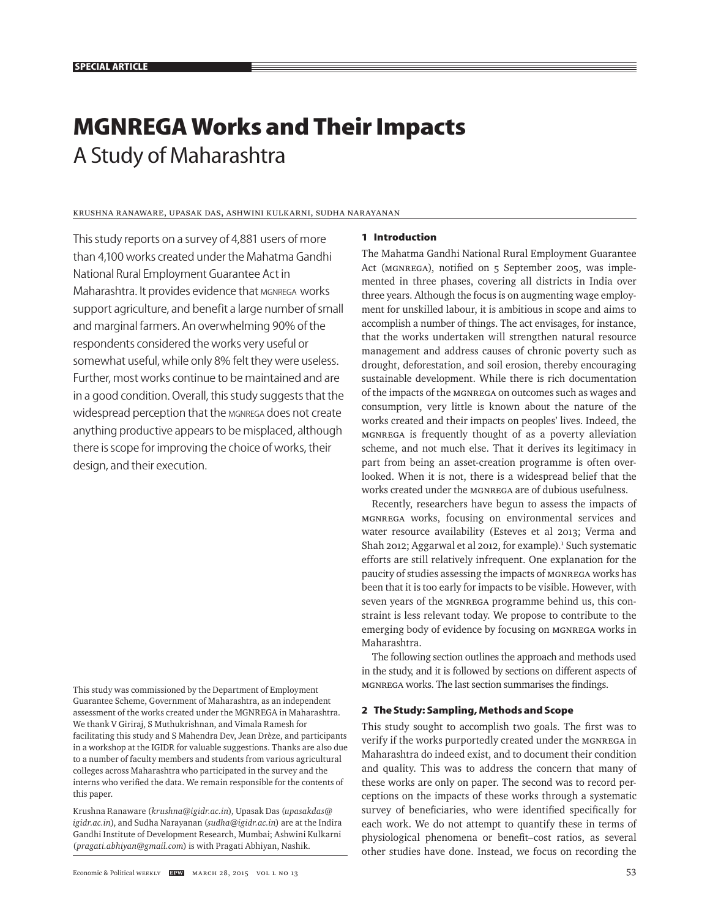# MGNREGA Works and Their Impacts

## A Study of Maharashtra

KRUSHNA RANAWARE, UPASAK DAS, ASHWINI KULKARNI, SUDHA NARAYANAN

This study reports on a survey of 4,881 users of more than 4,100 works created under the Mahatma Gandhi National Rural Employment Guarantee Act in Maharashtra. It provides evidence that MGNREGA works support agriculture, and benefit a large number of small and marginal farmers. An overwhelming 90% of the respondents considered the works very useful or somewhat useful, while only 8% felt they were useless. Further, most works continue to be maintained and are in a good condition. Overall, this study suggests that the widespread perception that the MGNREGA does not create anything productive appears to be misplaced, although there is scope for improving the choice of works, their design, and their execution.

This study was commissioned by the Department of Employment Guarantee Scheme, Government of Maharashtra, as an independent assessment of the works created under the MGNREGA in Maharashtra. We thank V Giriraj, S Muthukrishnan, and Vimala Ramesh for facilitating this study and S Mahendra Dev, Jean Drèze, and participants in a workshop at the IGIDR for valuable suggestions. Thanks are also due to a number of faculty members and students from various agricultural colleges across Maharashtra who participated in the survey and the interns who verified the data. We remain responsible for the contents of this paper.

Krushna Ranaware (*krushna@igidr.ac.in*), Upasak Das (*upasakdas@igidr.ac.in*), and Sudha Narayanan (*sudha@igidr.ac.in*) are at the Indira Gandhi Institute of Development Research, Mumbai; Ashwini Kulkarni (*pragati.abhiyan@gmail.com*) is with Pragati Abhiyan, Nashik.

### 1 Introduction

The Mahatma Gandhi National Rural Employment Guarantee Act (MGNREGA), notified on 5 September 2005, was implemented in three phases, covering all districts in India over three years. Although the focus is on augmenting wage employment for unskilled labour, it is ambitious in scope and aims to accomplish a number of things. The act envisages, for instance, that the works undertaken will strengthen natural resource management and address causes of chronic poverty such as drought, deforestation, and soil erosion, thereby encouraging sustainable development. While there is rich documentation of the impacts of the MGNREGA on outcomes such as wages and consumption, very little is known about the nature of the works created and their impacts on peoples' lives. Indeed, the MGNREGA is frequently thought of as a poverty alleviation scheme, and not much else. That it derives its legitimacy in part from being an asset-creation programme is often overlooked. When it is not, there is a widespread belief that the works created under the MGNREGA are of dubious usefulness.

Recently, researchers have begun to assess the impacts of MGNREGA works, focusing on environmental services and water resource availability (Esteves et al 2013; Verma and Shah 2012; Aggarwal et al 2012, for example).[1] Such systematic efforts are still relatively infrequent. One explanation for the paucity of studies assessing the impacts of MGNREGA works has been that it is too early for impacts to be visible. However, with seven years of the MGNREGA programme behind us, this constraint is less relevant today. We propose to contribute to the emerging body of evidence by focusing on MGNREGA works in Maharashtra.

The following section outlines the approach and methods used in the study, and it is followed by sections on different aspects of MGNREGA works. The last section summarises the findings.

### 2 The Study: Sampling, Methods and Scope

This study sought to accomplish two goals. The first was to verify if the works purportedly created under the MGNREGA in Maharashtra do indeed exist, and to document their condition and quality. This was to address the concern that many of these works are only on paper. The second was to record perceptions on the impacts of these works through a systematic survey of beneficiaries, who were identified specifically for each work. We do not attempt to quantify these in terms of physiological phenomena or benefit–cost ratios, as several other studies have done. Instead, we focus on recording the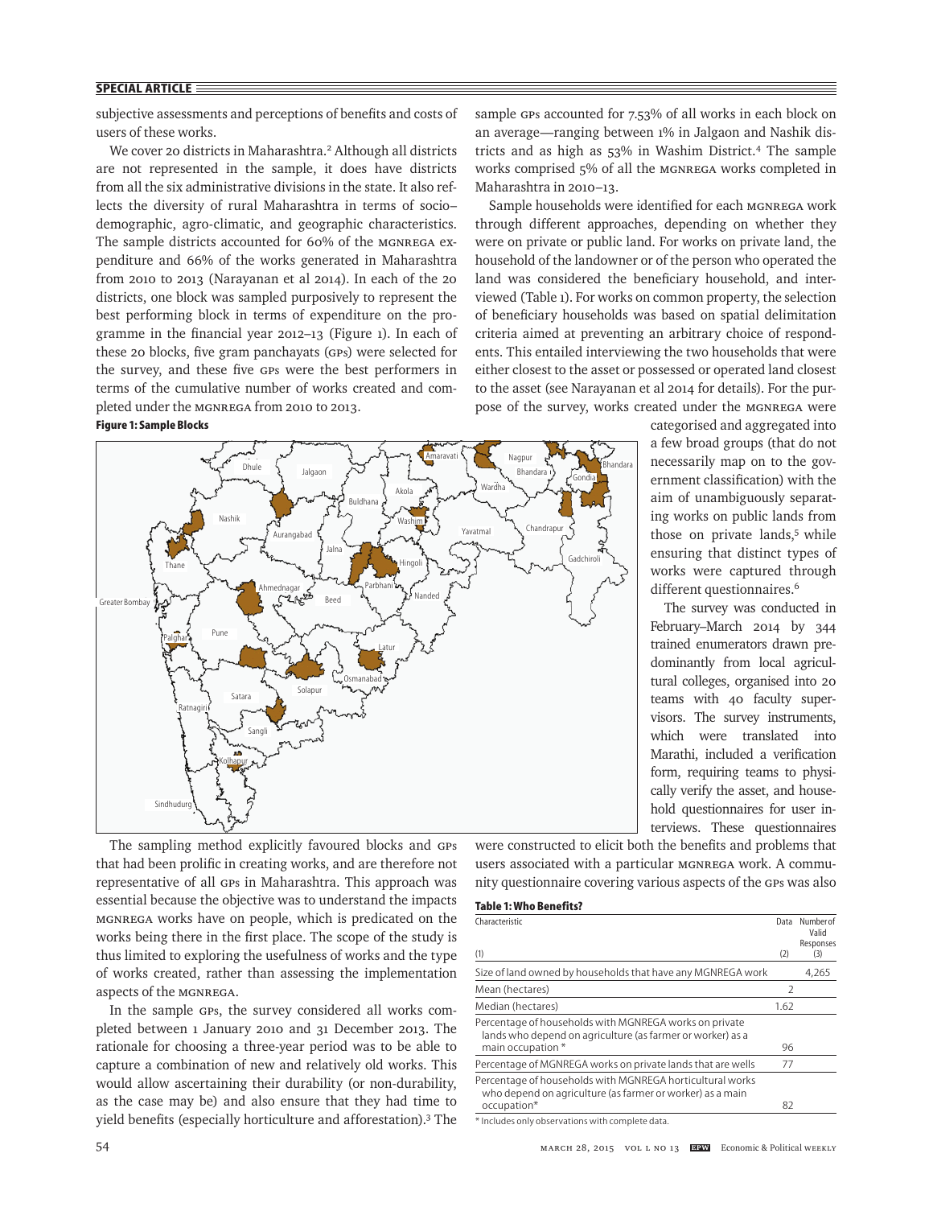subjective assessments and perceptions of benefits and costs of users of these works.

We cover 20 districts in Maharashtra.[2] Although all districts are not represented in the sample, it does have districts from all the six administrative divisions in the state. It also reflects the diversity of rural Maharashtra in terms of socio–demographic, agro-climatic, and geographic characteristics. The sample districts accounted for 60% of the MGNREGA expenditure and 66% of the works generated in Maharashtra from 2010 to 2013 (Narayanan et al 2014). In each of the 20 districts, one block was sampled purposively to represent the best performing block in terms of expenditure on the programme in the financial year 2012–13 (Figure 1). In each of these 20 blocks, five gram panchayats (GPs) were selected for the survey, and these five GPs were the best performers in terms of the cumulative number of works created and completed under the MGNREGA from 2010 to 2013.

**Figure 1: Sample Blocks**

The sampling method explicitly favoured blocks and GPs that had been prolific in creating works, and are therefore not representative of all GPs in Maharashtra. This approach was essential because the objective was to understand the impacts MGNREGA works have on people, which is predicated on the works being there in the first place. The scope of the study is thus limited to exploring the usefulness of works and the type of works created, rather than assessing the implementation aspects of the MGNREGA.

In the sample GPs, the survey considered all works completed between 1 January 2010 and 31 December 2013. The rationale for choosing a three-year period was to be able to capture a combination of new and relatively old works. This would allow ascertaining their durability (or non-durability, as the case may be) and also ensure that they had time to yield benefits (especially horticulture and afforestation).[3] The sample GPs accounted for 7.53% of all works in each block on an average—ranging between 1% in Jalgaon and Nashik districts and as high as 53% in Washim District.[4] The sample works comprised 5% of all the MGNREGA works completed in Maharashtra in 2010–13.

Sample households were identified for each MGNREGA work through different approaches, depending on whether they were on private or public land. For works on private land, the household of the landowner or of the person who operated the land was considered the beneficiary household, and interviewed (Table 1). For works on common property, the selection of beneficiary households was based on spatial delimitation criteria aimed at preventing an arbitrary choice of respondents. This entailed interviewing the two households that were either closest to the asset or possessed or operated land closest to the asset (see Narayanan et al 2014 for details). For the purpose of the survey, works created under the MGNREGA were categorised and aggregated into a few broad groups (that do not necessarily map on to the government classification) with the aim of unambiguously separating works on public lands from those on private lands,[5] while ensuring that distinct types of works were captured through different questionnaires.[6]

The survey was conducted in February–March 2014 by 344 trained enumerators drawn predominantly from local agricultural colleges, organised into 20 teams with 40 faculty supervisors. The survey instruments, which were translated into Marathi, included a verification form, requiring teams to physically verify the asset, and household questionnaires for user interviews. These questionnaires were constructed to elicit both the benefits and problems that users associated with a particular MGNREGA work. A community questionnaire covering various aspects of the GPs was also

**Table 1: Who Benefits?**

| Characteristic (1) | Data (2) | Number of Valid Responses (3) |
|---|---|---|
| Size of land owned by households that have any MGNREGA work | | 4,265 |
| Mean (hectares) | 2 | |
| Median (hectares) | 1.62 | |
| Percentage of households with MGNREGA works on private lands who depend on agriculture (as farmer or worker) as a main occupation * | 96 | |
| Percentage of MGNREGA works on private lands that are wells | 77 | |
| Percentage of households with MGNREGA horticultural works who depend on agriculture (as farmer or worker) as a main occupation* | 82 | |

\* Includes only observations with complete data.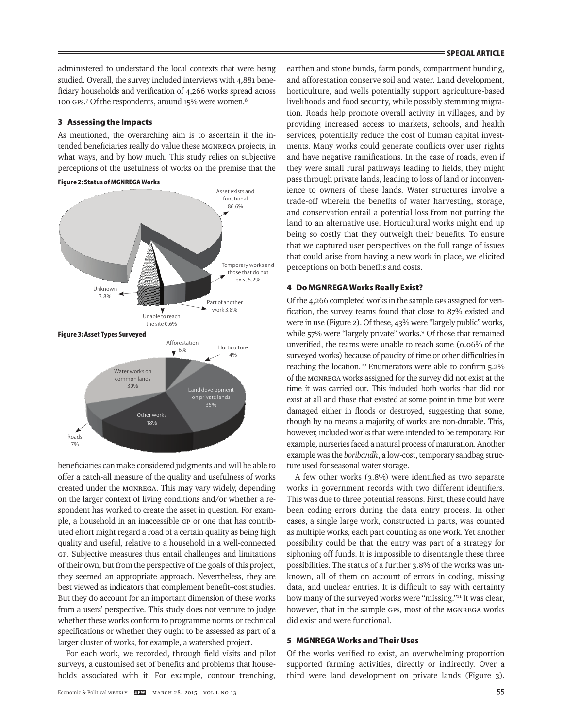administered to understand the local contexts that were being studied. Overall, the survey included interviews with 4,881 beneficiary households and verification of 4,266 works spread across 100 GPs.[7] Of the respondents, around 15% were women.[8]

## 3 Assessing the Impacts

As mentioned, the overarching aim is to ascertain if the intended beneficiaries really do value these MGNREGA projects, in what ways, and by how much. This study relies on subjective perceptions of the usefulness of works on the premise that the beneficiaries can make considered judgments and will be able to offer a catch-all measure of the quality and usefulness of works created under the MGNREGA. This may vary widely, depending on the larger context of living conditions and/or whether a respondent has worked to create the asset in question. For example, a household in an inaccessible GP or one that has contributed effort might regard a road of a certain quality as being high quality and useful, relative to a household in a well-connected GP. Subjective measures thus entail challenges and limitations of their own, but from the perspective of the goals of this project, they seemed an appropriate approach. Nevertheless, they are best viewed as indicators that complement benefit–cost studies. But they do account for an important dimension of these works from a users' perspective. This study does not venture to judge whether these works conform to programme norms or technical specifications or whether they ought to be assessed as part of a larger cluster of works, for example, a watershed project.

**Figure 2: Status of MGNREGA Works**

Asset exists and functional 86.6%; Temporary works and those that do not exist 5.2%; Part of another work 3.8%; Unable to reach the site 0.6%; Unknown 3.8%

**Figure 3: Asset Types Surveyed**

Afforestation 6%; Horticulture 4%; Land development on private lands 35%; Other works 18%; Roads 7%; Water works on common lands 30%

For each work, we recorded, through field visits and pilot surveys, a customised set of benefits and problems that households associated with it. For example, contour trenching, earthen and stone bunds, farm ponds, compartment bunding, and afforestation conserve soil and water. Land development, horticulture, and wells potentially support agriculture-based livelihoods and food security, while possibly stemming migration. Roads help promote overall activity in villages, and by providing increased access to markets, schools, and health services, potentially reduce the cost of human capital investments. Many works could generate conflicts over user rights and have negative ramifications. In the case of roads, even if they were small rural pathways leading to fields, they might pass through private lands, leading to loss of land or inconvenience to owners of these lands. Water structures involve a trade-off wherein the benefits of water harvesting, storage, and conservation entail a potential loss from not putting the land to an alternative use. Horticultural works might end up being so costly that they outweigh their benefits. To ensure that we captured user perspectives on the full range of issues that could arise from having a new work in place, we elicited perceptions on both benefits and costs.

## 4 Do MGNREGA Works Really Exist?

Of the 4,266 completed works in the sample GPs assigned for verification, the survey teams found that close to 87% existed and were in use (Figure 2). Of these, 43% were "largely public" works, while 57% were "largely private" works.[9] Of those that remained unverified, the teams were unable to reach some (0.06% of the surveyed works) because of paucity of time or other difficulties in reaching the location.[10] Enumerators were able to confirm 5.2% of the MGNREGA works assigned for the survey did not exist at the time it was carried out. This included both works that did not exist at all and those that existed at some point in time but were damaged either in floods or destroyed, suggesting that some, though by no means a majority, of works are non-durable. This, however, included works that were intended to be temporary. For example, nurseries faced a natural process of maturation. Another example was the *boribandh*, a low-cost, temporary sandbag structure used for seasonal water storage.

A few other works (3.8%) were identified as two separate works in government records with two different identifiers. This was due to three potential reasons. First, these could have been coding errors during the data entry process. In other cases, a single large work, constructed in parts, was counted as multiple works, each part counting as one work. Yet another possibility could be that the entry was part of a strategy for siphoning off funds. It is impossible to disentangle these three possibilities. The status of a further 3.8% of the works was unknown, all of them on account of errors in coding, missing data, and unclear entries. It is difficult to say with certainty how many of the surveyed works were "missing."[11] It was clear, however, that in the sample GPs, most of the MGNREGA works did exist and were functional.

## 5 MGNREGA Works and Their Uses

Of the works verified to exist, an overwhelming proportion supported farming activities, directly or indirectly. Over a third were land development on private lands (Figure 3).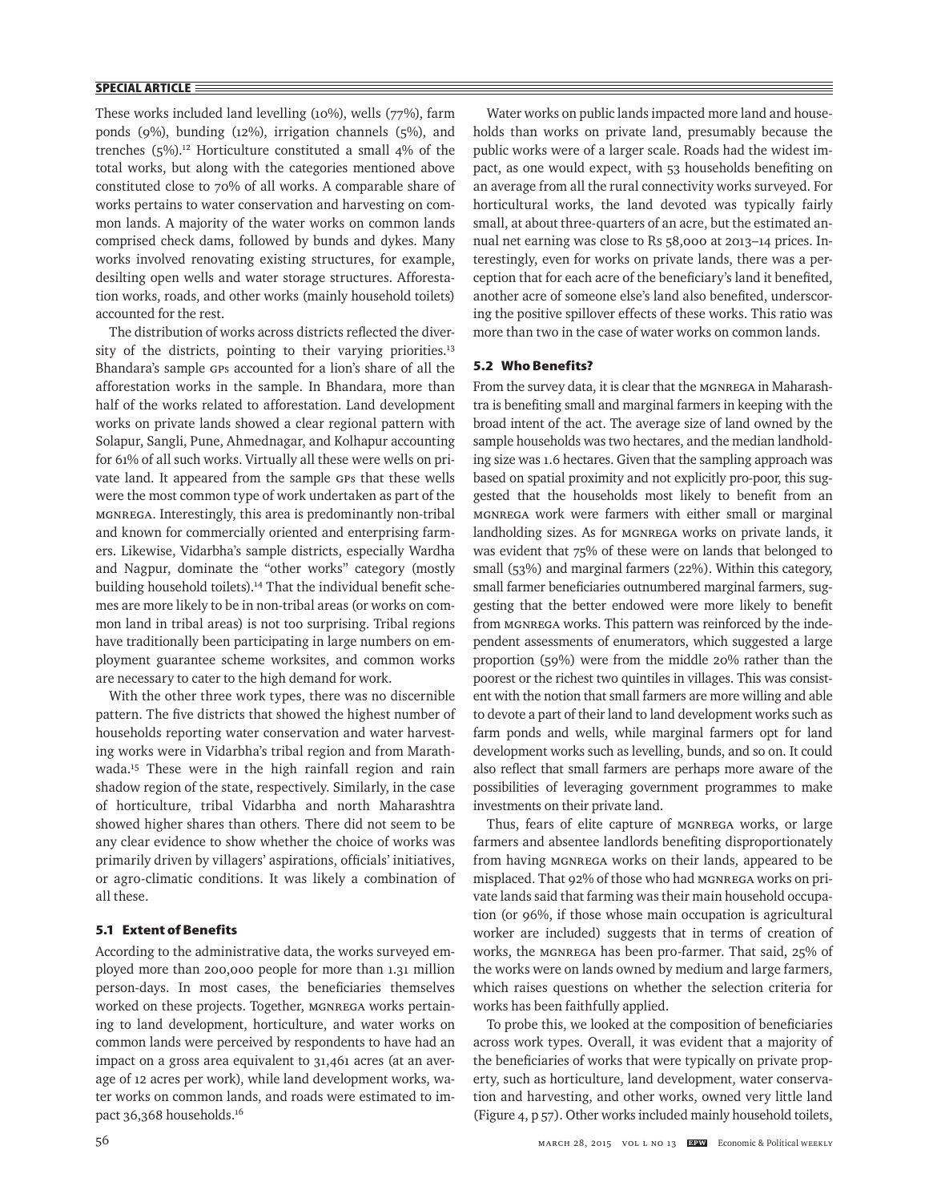These works included land levelling (10%), wells (77%), farm ponds (9%), bunding (12%), irrigation channels (5%), and trenches (5%).[12] Horticulture constituted a small 4% of the total works, but along with the categories mentioned above constituted close to 70% of all works. A comparable share of works pertains to water conservation and harvesting on common lands. A majority of the water works on common lands comprised check dams, followed by bunds and dykes. Many works involved renovating existing structures, for example, desilting open wells and water storage structures. Afforestation works, roads, and other works (mainly household toilets) accounted for the rest.

The distribution of works across districts reflected the diversity of the districts, pointing to their varying priorities.[13] Bhandara's sample GPs accounted for a lion's share of all the afforestation works in the sample. In Bhandara, more than half of the works related to afforestation. Land development works on private lands showed a clear regional pattern with Solapur, Sangli, Pune, Ahmednagar, and Kolhapur accounting for 61% of all such works. Virtually all these were wells on private land. It appeared from the sample GPs that these wells were the most common type of work undertaken as part of the MGNREGA. Interestingly, this area is predominantly non-tribal and known for commercially oriented and enterprising farmers. Likewise, Vidarbha's sample districts, especially Wardha and Nagpur, dominate the "other works" category (mostly building household toilets).[14] That the individual benefit schemes are more likely to be in non-tribal areas (or works on common land in tribal areas) is not too surprising. Tribal regions have traditionally been participating in large numbers on employment guarantee scheme worksites, and common works are necessary to cater to the high demand for work.

With the other three work types, there was no discernible pattern. The five districts that showed the highest number of households reporting water conservation and water harvesting works were in Vidarbha's tribal region and from Marathwada.[15] These were in the high rainfall region and rain shadow region of the state, respectively. Similarly, in the case of horticulture, tribal Vidarbha and north Maharashtra showed higher shares than others. There did not seem to be any clear evidence to show whether the choice of works was primarily driven by villagers' aspirations, officials' initiatives, or agro-climatic conditions. It was likely a combination of all these.

### 5.1 Extent of Benefits

According to the administrative data, the works surveyed employed more than 200,000 people for more than 1.31 million person-days. In most cases, the beneficiaries themselves worked on these projects. Together, MGNREGA works pertaining to land development, horticulture, and water works on common lands were perceived by respondents to have had an impact on a gross area equivalent to 31,461 acres (at an average of 12 acres per work), while land development works, water works on common lands, and roads were estimated to impact 36,368 households.[16]

Water works on public lands impacted more land and households than works on private land, presumably because the public works were of a larger scale. Roads had the widest impact, as one would expect, with 53 households benefiting on an average from all the rural connectivity works surveyed. For horticultural works, the land devoted was typically fairly small, at about three-quarters of an acre, but the estimated annual net earning was close to Rs 58,000 at 2013–14 prices. Interestingly, even for works on private lands, there was a perception that for each acre of the beneficiary's land it benefited, another acre of someone else's land also benefited, underscoring the positive spillover effects of these works. This ratio was more than two in the case of water works on common lands.

### 5.2 Who Benefits?

From the survey data, it is clear that the MGNREGA in Maharashtra is benefiting small and marginal farmers in keeping with the broad intent of the act. The average size of land owned by the sample households was two hectares, and the median landholding size was 1.6 hectares. Given that the sampling approach was based on spatial proximity and not explicitly pro-poor, this suggested that the households most likely to benefit from an MGNREGA work were farmers with either small or marginal landholding sizes. As for MGNREGA works on private lands, it was evident that 75% of these were on lands that belonged to small (53%) and marginal farmers (22%). Within this category, small farmer beneficiaries outnumbered marginal farmers, suggesting that the better endowed were more likely to benefit from MGNREGA works. This pattern was reinforced by the independent assessments of enumerators, which suggested a large proportion (59%) were from the middle 20% rather than the poorest or the richest two quintiles in villages. This was consistent with the notion that small farmers are more willing and able to devote a part of their land to land development works such as farm ponds and wells, while marginal farmers opt for land development works such as levelling, bunds, and so on. It could also reflect that small farmers are perhaps more aware of the possibilities of leveraging government programmes to make investments on their private land.

Thus, fears of elite capture of MGNREGA works, or large farmers and absentee landlords benefiting disproportionately from having MGNREGA works on their lands, appeared to be misplaced. That 92% of those who had MGNREGA works on private lands said that farming was their main household occupation (or 96%, if those whose main occupation is agricultural worker are included) suggests that in terms of creation of works, the MGNREGA has been pro-farmer. That said, 25% of the works were on lands owned by medium and large farmers, which raises questions on whether the selection criteria for works has been faithfully applied.

To probe this, we looked at the composition of beneficiaries across work types. Overall, it was evident that a majority of the beneficiaries of works that were typically on private property, such as horticulture, land development, water conservation and harvesting, and other works, owned very little land (Figure 4, p 57). Other works included mainly household toilets,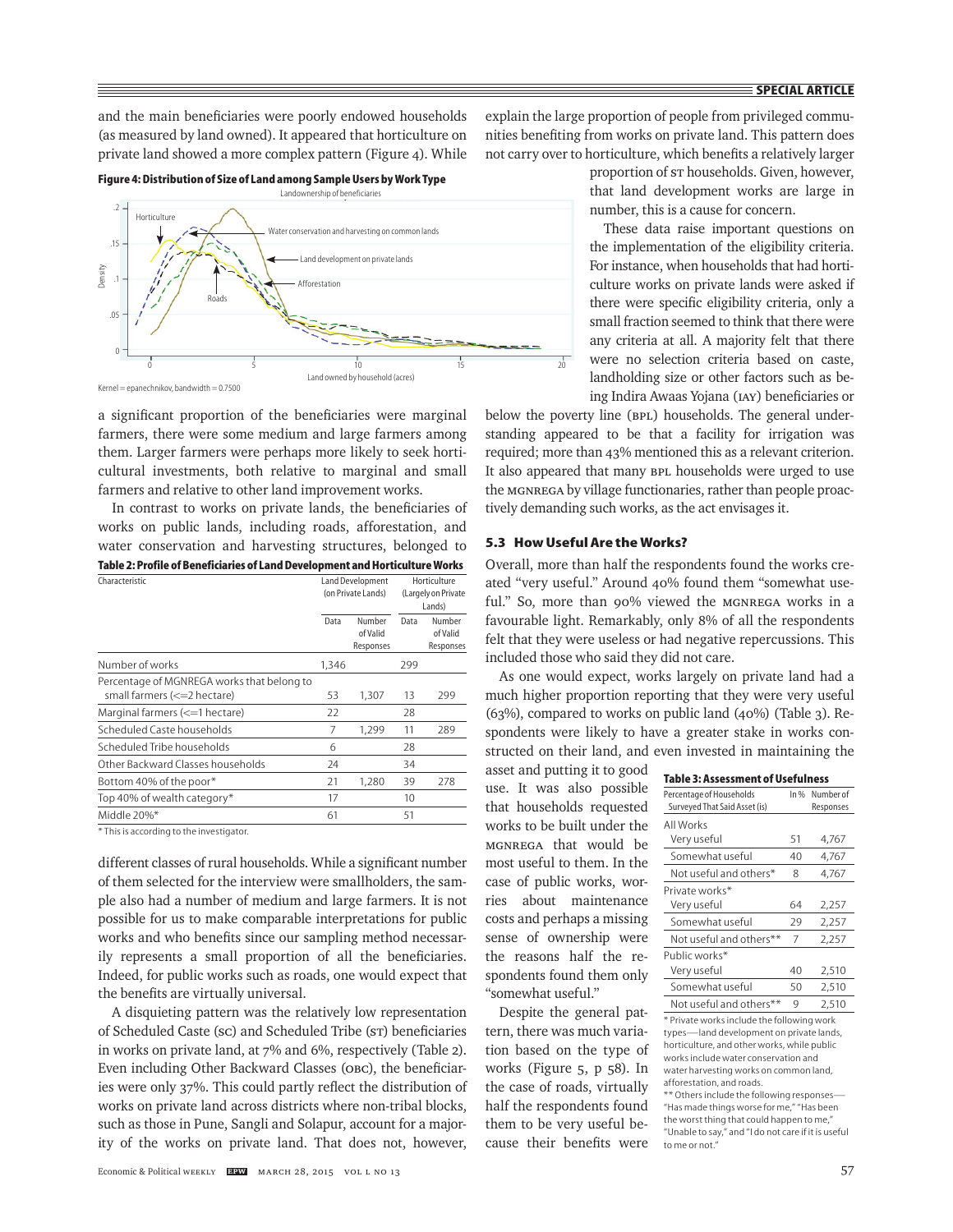and the main beneficiaries were poorly endowed households (as measured by land owned). It appeared that horticulture on private land showed a more complex pattern (Figure 4). While

**Figure 4: Distribution of Size of Land among Sample Users by Work Type**

Kernel = epanechnikov, bandwidth = 0.7500

a significant proportion of the beneficiaries were marginal farmers, there were some medium and large farmers among them. Larger farmers were perhaps more likely to seek horticultural investments, both relative to marginal and small farmers and relative to other land improvement works.

In contrast to works on private lands, the beneficiaries of works on public lands, including roads, afforestation, and water conservation and harvesting structures, belonged to different classes of rural households. While a significant number of them selected for the interview were smallholders, the sample also had a number of medium and large farmers. It is not possible for us to make comparable interpretations for public works and who benefits since our sampling method necessarily represents a small proportion of all the beneficiaries. Indeed, for public works such as roads, one would expect that the benefits are virtually universal.

**Table 2: Profile of Beneficiaries of Land Development and Horticulture Works**

| Characteristic | Land Development (on Private Lands) | | Horticulture (Largely on Private Lands) | |
|---|---|---|---|---|
| | Data | Number of Valid Responses | Data | Number of Valid Responses |
| Number of works | 1,346 | | 299 | |
| Percentage of MGNREGA works that belong to small farmers (<=2 hectare) | 53 | 1,307 | 13 | 299 |
| Marginal farmers (<=1 hectare) | 22 | | 28 | |
| Scheduled Caste households | 7 | 1,299 | 11 | 289 |
| Scheduled Tribe households | 6 | | 28 | |
| Other Backward Classes households | 24 | | 34 | |
| Bottom 40% of the poor* | 21 | 1,280 | 39 | 278 |
| Top 40% of wealth category* | 17 | | 10 | |
| Middle 20%* | 61 | | 51 | |

\* This is according to the investigator.

A disquieting pattern was the relatively low representation of Scheduled Caste (SC) and Scheduled Tribe (ST) beneficiaries in works on private land, at 7% and 6%, respectively (Table 2). Even including Other Backward Classes (OBC), the beneficiaries were only 37%. This could partly reflect the distribution of works on private land across districts where non-tribal blocks, such as those in Pune, Sangli and Solapur, account for a majority of the works on private land. That does not, however, explain the large proportion of people from privileged communities benefiting from works on private land. This pattern does not carry over to horticulture, which benefits a relatively larger proportion of ST households. Given, however, that land development works are large in number, this is a cause for concern.

These data raise important questions on the implementation of the eligibility criteria. For instance, when households that had horticulture works on private lands were asked if there were specific eligibility criteria, only a small fraction seemed to think that there were any criteria at all. A majority felt that there were no selection criteria based on caste, landholding size or other factors such as being Indira Awaas Yojana (IAY) beneficiaries or below the poverty line (BPL) households. The general understanding appeared to be that a facility for irrigation was required; more than 43% mentioned this as a relevant criterion. It also appeared that many BPL households were urged to use the MGNREGA by village functionaries, rather than people proactively demanding such works, as the act envisages it.

### 5.3 How Useful Are the Works?

Overall, more than half the respondents found the works created "very useful." Around 40% found them "somewhat useful." So, more than 90% viewed the MGNREGA works in a favourable light. Remarkably, only 8% of all the respondents felt that they were useless or had negative repercussions. This included those who said they did not care.

As one would expect, works largely on private land had a much higher proportion reporting that they were very useful (63%), compared to works on public land (40%) (Table 3). Respondents were likely to have a greater stake in works constructed on their land, and even invested in maintaining the asset and putting it to good use. It was also possible that households requested works to be built under the MGNREGA that would be most useful to them. In the case of public works, worries about maintenance costs and perhaps a missing sense of ownership were the reasons half the respondents found them only "somewhat useful."

**Table 3: Assessment of Usefulness**

| Percentage of Households Surveyed That Said Asset (is) | In % | Number of Responses |
|---|---|---|
| All Works | | |
| Very useful | 51 | 4,767 |
| Somewhat useful | 40 | 4,767 |
| Not useful and others* | 8 | 4,767 |
| Private works* | | |
| Very useful | 64 | 2,257 |
| Somewhat useful | 29 | 2,257 |
| Not useful and others** | 7 | 2,257 |
| Public works* | | |
| Very useful | 40 | 2,510 |
| Somewhat useful | 50 | 2,510 |
| Not useful and others** | 9 | 2,510 |

\* Private works include the following work types—land development on private lands, horticulture, and other works, while public works include water conservation and water harvesting works on common land, afforestation, and roads.

\*\* Others include the following responses—"Has made things worse for me," "Has been the worst thing that could happen to me," "Unable to say," and "I do not care if it is useful to me or not."

Despite the general pattern, there was much variation based on the type of works (Figure 5, p 58). In the case of roads, virtually half the respondents found them to be very useful because their benefits were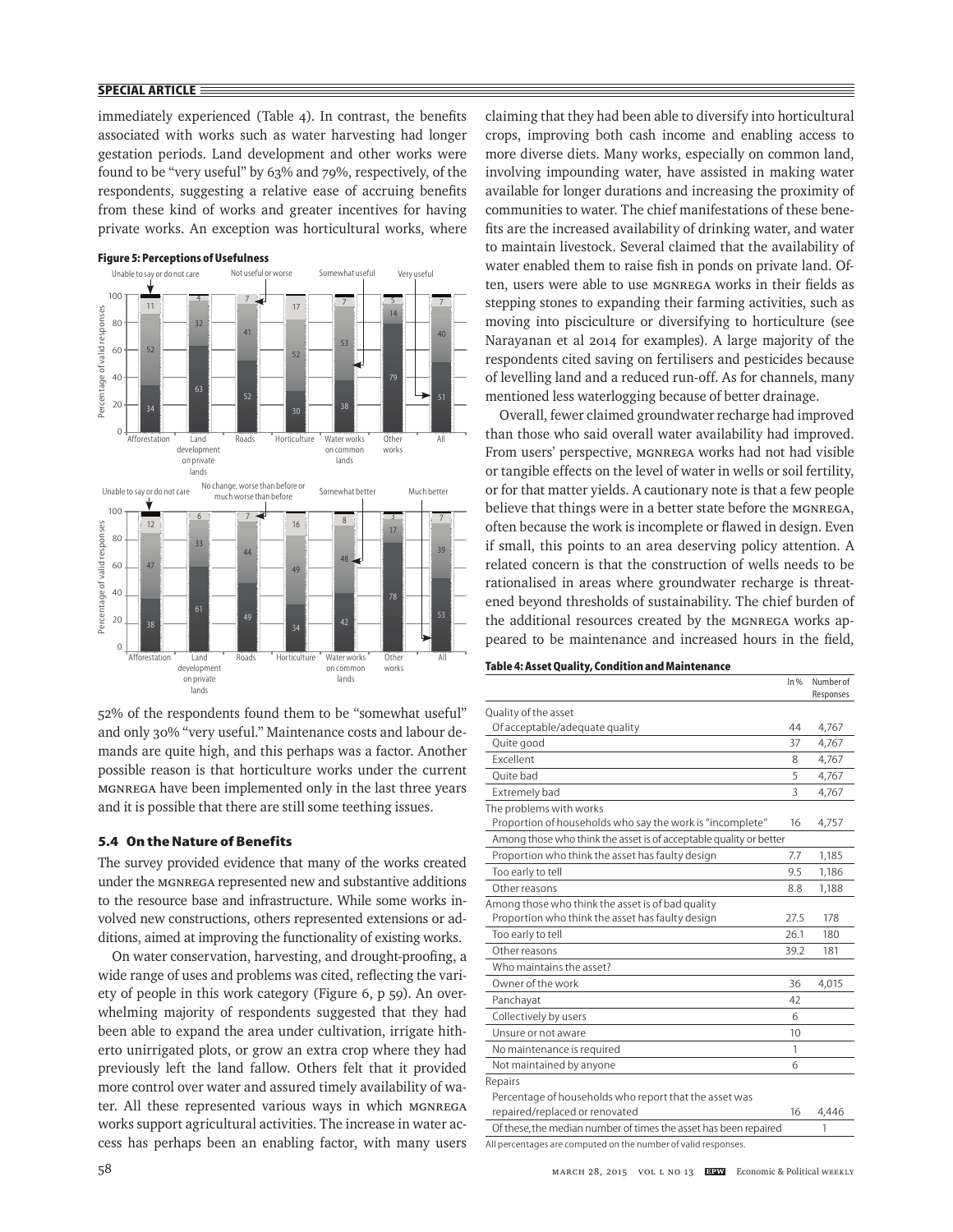immediately experienced (Table 4). In contrast, the benefits associated with works such as water harvesting had longer gestation periods. Land development and other works were found to be "very useful" by 63% and 79%, respectively, of the respondents, suggesting a relative ease of accruing benefits from these kind of works and greater incentives for having private works. An exception was horticultural works, where 52% of the respondents found them to be "somewhat useful" and only 30% "very useful." Maintenance costs and labour demands are quite high, and this perhaps was a factor. Another possible reason is that horticulture works under the current MGNREGA have been implemented only in the last three years and it is possible that there are still some teething issues.

**Figure 5: Perceptions of Usefulness**

### 5.4 On the Nature of Benefits

The survey provided evidence that many of the works created under the MGNREGA represented new and substantive additions to the resource base and infrastructure. While some works involved new constructions, others represented extensions or additions, aimed at improving the functionality of existing works.

On water conservation, harvesting, and drought-proofing, a wide range of uses and problems was cited, reflecting the variety of people in this work category (Figure 6, p 59). An overwhelming majority of respondents suggested that they had been able to expand the area under cultivation, irrigate hitherto unirrigated plots, or grow an extra crop where they had previously left the land fallow. Others felt that it provided more control over water and assured timely availability of water. All these represented various ways in which MGNREGA works support agricultural activities. The increase in water access has perhaps been an enabling factor, with many users claiming that they had been able to diversify into horticultural crops, improving both cash income and enabling access to more diverse diets. Many works, especially on common land, involving impounding water, have assisted in making water available for longer durations and increasing the proximity of communities to water. The chief manifestations of these benefits are the increased availability of drinking water, and water to maintain livestock. Several claimed that the availability of water enabled them to raise fish in ponds on private land. Often, users were able to use MGNREGA works in their fields as stepping stones to expanding their farming activities, such as moving into pisciculture or diversifying to horticulture (see Narayanan et al 2014 for examples). A large majority of the respondents cited saving on fertilisers and pesticides because of levelling land and a reduced run-off. As for channels, many mentioned less waterlogging because of better drainage.

Overall, fewer claimed groundwater recharge had improved than those who said overall water availability had improved. From users' perspective, MGNREGA works had not had visible or tangible effects on the level of water in wells or soil fertility, or for that matter yields. A cautionary note is that a few people believe that things were in a better state before the MGNREGA, often because the work is incomplete or flawed in design. Even if small, this points to an area deserving policy attention. A related concern is that the construction of wells needs to be rationalised in areas where groundwater recharge is threatened beyond thresholds of sustainability. The chief burden of the additional resources created by the MGNREGA works appeared to be maintenance and increased hours in the field,

**Table 4: Asset Quality, Condition and Maintenance**

| | In % | Number of Responses |
|---|---|---|
| Quality of the asset | | |
| Of acceptable/adequate quality | 44 | 4,767 |
| Quite good | 37 | 4,767 |
| Excellent | 8 | 4,767 |
| Quite bad | 5 | 4,767 |
| Extremely bad | 3 | 4,767 |
| The problems with works | | |
| Proportion of households who say the work is "incomplete" | 16 | 4,757 |
| Among those who think the asset is of acceptable quality or better | | |
| Proportion who think the asset has faulty design | 7.7 | 1,185 |
| Too early to tell | 9.5 | 1,186 |
| Other reasons | 8.8 | 1,188 |
| Among those who think the asset is of bad quality | | |
| Proportion who think the asset has faulty design | 27.5 | 178 |
| Too early to tell | 26.1 | 180 |
| Other reasons | 39.2 | 181 |
| Who maintains the asset? | | |
| Owner of the work | 36 | 4,015 |
| Panchayat | 42 | |
| Collectively by users | 6 | |
| Unsure or not aware | 10 | |
| No maintenance is required | 1 | |
| Not maintained by anyone | 6 | |
| Repairs | | |
| Percentage of households who report that the asset was repaired/replaced or renovated | 16 | 4,446 |
| Of these, the median number of times the asset has been repaired | | 1 |

All percentages are computed on the number of valid responses.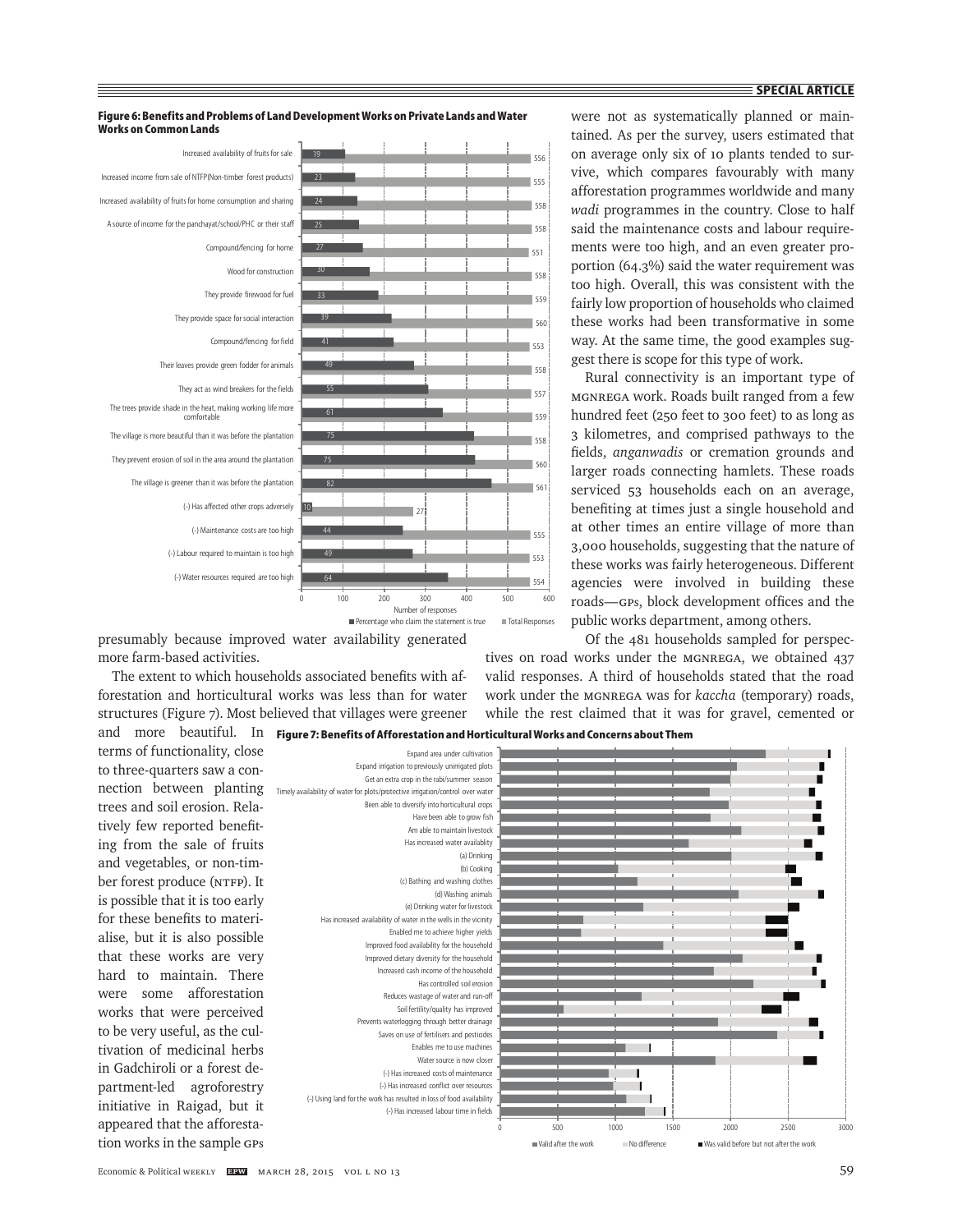**Figure 6: Benefits and Problems of Land Development Works on Private Lands and Water Works on Common Lands**

| Statement | Percentage who claim the statement is true | Total Responses |
|---|---|---|
| Increased availability of fruits for sale | 19 | 556 |
| Increased income from sale of NTFP (Non-timber forest products) | 23 | 555 |
| Increased availability of fruits for home consumption and sharing | 24 | 558 |
| A source of income for the panchayat/school/PHC or their staff | 25 | 558 |
| Compound/fencing for home | 27 | 551 |
| Wood for construction | 30 | 558 |
| They provide firewood for fuel | 33 | 559 |
| They provide space for social interaction | 39 | 560 |
| Compound/fencing for field | 41 | 553 |
| Their leaves provide green fodder for animals | 49 | 558 |
| They act as wind breakers for the fields | 55 | 557 |
| The trees provide shade in the heat, making working life more comfortable | 61 | 559 |
| The village is more beautiful than it was before the plantation | 75 | 558 |
| They prevent erosion of soil in the area around the plantation | 75 | 560 |
| The village is greener than it was before the plantation | 82 | 561 |
| (-) Has affected other crops adversely | 10 | 271 |
| (-) Maintenance costs are too high | 44 | 555 |
| (-) Labour required to maintain is too high | 49 | 553 |
| (-) Water resources required are too high | 64 | 554 |

presumably because improved water availability generated more farm-based activities.

The extent to which households associated benefits with afforestation and horticultural works was less than for water structures (Figure 7). Most believed that villages were greener and more beautiful. In terms of functionality, close to three-quarters saw a connection between planting trees and soil erosion. Relatively few reported benefiting from the sale of fruits and vegetables, or non-timber forest produce (NTFP). It is possible that it is too early for these benefits to materialise, but it is also possible that these works are very hard to maintain. There were some afforestation works that were perceived to be very useful, as the cultivation of medicinal herbs in Gadchiroli or a forest department-led agroforestry initiative in Raigad, but it appeared that the afforestation works in the sample GPs were not as systematically planned or maintained. As per the survey, users estimated that on average only six of 10 plants tended to survive, which compares favourably with many afforestation programmes worldwide and many *wadi* programmes in the country. Close to half said the maintenance costs and labour requirements were too high, and an even greater proportion (64.3%) said the water requirement was too high. Overall, this was consistent with the fairly low proportion of households who claimed these works had been transformative in some way. At the same time, the good examples suggest there is scope for this type of work.

**Figure 7: Benefits of Afforestation and Horticultural Works and Concerns about Them**

Categories: Valid after the work; No difference; Was valid before but not after the work (horizontal axis: 0–3000)

- Expand area under cultivation
- Expand irrigation to previously unirrigated plots
- Get an extra crop in the rabi/summer season
- Timely availability of water for plots/protective irrigation/control over water
- Been able to diversify into horticultural crops
- Have been able to grow fish
- Am able to maintain livestock
- Has increased water availability
- (a) Drinking
- (b) Cooking
- (c) Bathing and washing clothes
- (d) Washing animals
- (e) Drinking water for livestock
- Has increased availability of water in the wells in the vicinity
- Enabled me to achieve higher yields
- Improved food availability for the household
- Improved dietary diversity for the household
- Increased cash income of the household
- Has controlled soil erosion
- Reduces wastage of water and run-off
- Soil fertility/quality has improved
- Prevents waterlogging through better drainage
- Saves on use of fertilisers and pesticides
- Enables me to use machines
- Water source is now closer
- (-) Has increased costs of maintenance
- (-) Has increased conflict over resources
- (-) Using land for the work has resulted in loss of food availability
- (-) Has increased labour time in fields

Rural connectivity is an important type of MGNREGA work. Roads built ranged from a few hundred feet (250 feet to 300 feet) to as long as 3 kilometres, and comprised pathways to the fields, *anganwadis* or cremation grounds and larger roads connecting hamlets. These roads serviced 53 households each on an average, benefiting at times just a single household and at other times an entire village of more than 3,000 households, suggesting that the nature of these works was fairly heterogeneous. Different agencies were involved in building these roads—GPs, block development offices and the public works department, among others.

Of the 481 households sampled for perspectives on road works under the MGNREGA, we obtained 437 valid responses. A third of households stated that the road work under the MGNREGA was for *kaccha* (temporary) roads, while the rest claimed that it was for gravel, cemented or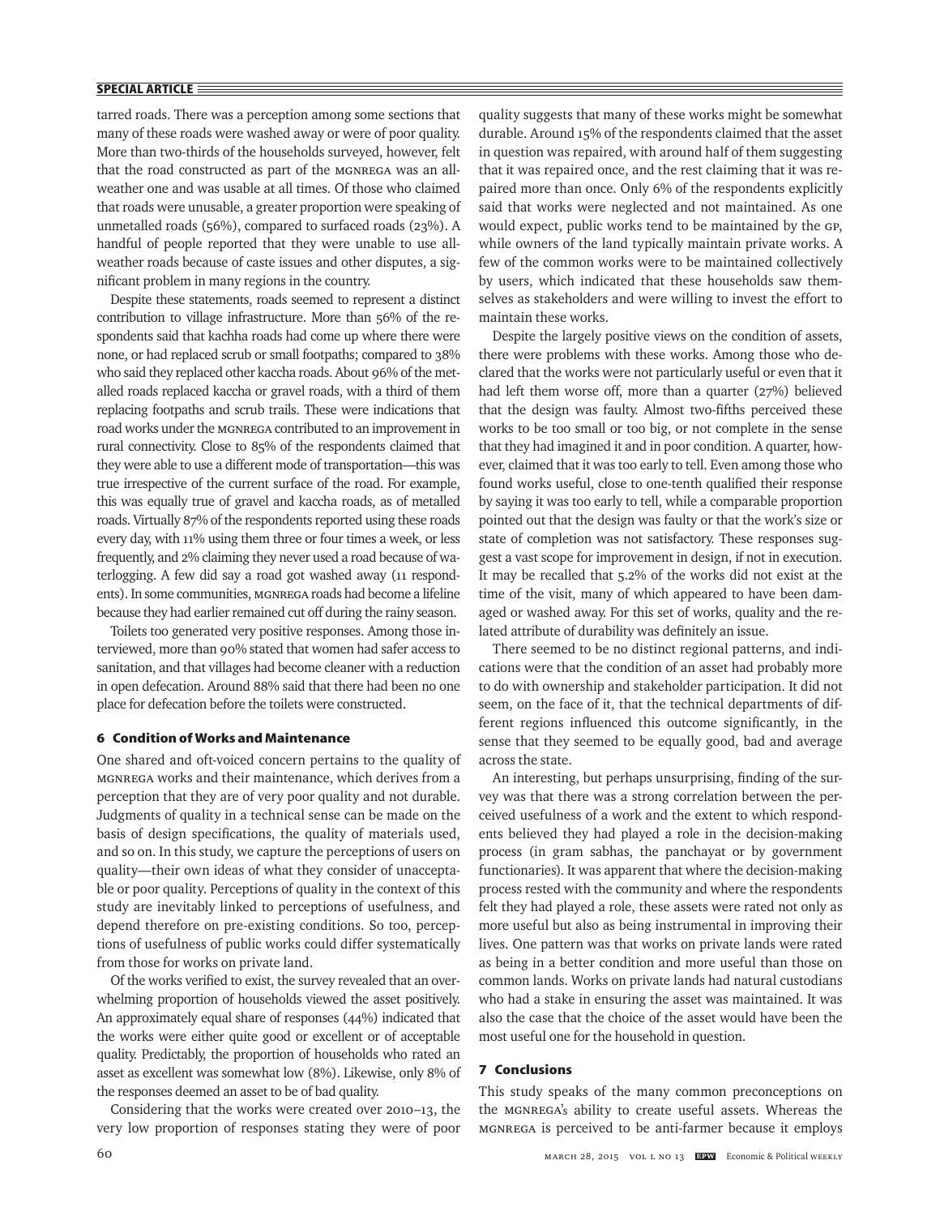tarred roads. There was a perception among some sections that many of these roads were washed away or were of poor quality. More than two-thirds of the households surveyed, however, felt that the road constructed as part of the MGNREGA was an all-weather one and was usable at all times. Of those who claimed that roads were unusable, a greater proportion were speaking of unmetalled roads (56%), compared to surfaced roads (23%). A handful of people reported that they were unable to use all-weather roads because of caste issues and other disputes, a significant problem in many regions in the country.

Despite these statements, roads seemed to represent a distinct contribution to village infrastructure. More than 56% of the respondents said that kachha roads had come up where there were none, or had replaced scrub or small footpaths; compared to 38% who said they replaced other kaccha roads. About 96% of the metalled roads replaced kaccha or gravel roads, with a third of them replacing footpaths and scrub trails. These were indications that road works under the MGNREGA contributed to an improvement in rural connectivity. Close to 85% of the respondents claimed that they were able to use a different mode of transportation—this was true irrespective of the current surface of the road. For example, this was equally true of gravel and kaccha roads, as of metalled roads. Virtually 87% of the respondents reported using these roads every day, with 11% using them three or four times a week, or less frequently, and 2% claiming they never used a road because of waterlogging. A few did say a road got washed away (11 respondents). In some communities, MGNREGA roads had become a lifeline because they had earlier remained cut off during the rainy season.

Toilets too generated very positive responses. Among those interviewed, more than 90% stated that women had safer access to sanitation, and that villages had become cleaner with a reduction in open defecation. Around 88% said that there had been no one place for defecation before the toilets were constructed.

## 6 Condition of Works and Maintenance

One shared and oft-voiced concern pertains to the quality of MGNREGA works and their maintenance, which derives from a perception that they are of very poor quality and not durable. Judgments of quality in a technical sense can be made on the basis of design specifications, the quality of materials used, and so on. In this study, we capture the perceptions of users on quality—their own ideas of what they consider of unacceptable or poor quality. Perceptions of quality in the context of this study are inevitably linked to perceptions of usefulness, and depend therefore on pre-existing conditions. So too, perceptions of usefulness of public works could differ systematically from those for works on private land.

Of the works verified to exist, the survey revealed that an overwhelming proportion of households viewed the asset positively. An approximately equal share of responses (44%) indicated that the works were either quite good or excellent or of acceptable quality. Predictably, the proportion of households who rated an asset as excellent was somewhat low (8%). Likewise, only 8% of the responses deemed an asset to be of bad quality.

Considering that the works were created over 2010–13, the very low proportion of responses stating they were of poor quality suggests that many of these works might be somewhat durable. Around 15% of the respondents claimed that the asset in question was repaired, with around half of them suggesting that it was repaired once, and the rest claiming that it was repaired more than once. Only 6% of the respondents explicitly said that works were neglected and not maintained. As one would expect, public works tend to be maintained by the GP, while owners of the land typically maintain private works. A few of the common works were to be maintained collectively by users, which indicated that these households saw themselves as stakeholders and were willing to invest the effort to maintain these works.

Despite the largely positive views on the condition of assets, there were problems with these works. Among those who declared that the works were not particularly useful or even that it had left them worse off, more than a quarter (27%) believed that the design was faulty. Almost two-fifths perceived these works to be too small or too big, or not complete in the sense that they had imagined it and in poor condition. A quarter, however, claimed that it was too early to tell. Even among those who found works useful, close to one-tenth qualified their response by saying it was too early to tell, while a comparable proportion pointed out that the design was faulty or that the work's size or state of completion was not satisfactory. These responses suggest a vast scope for improvement in design, if not in execution. It may be recalled that 5.2% of the works did not exist at the time of the visit, many of which appeared to have been damaged or washed away. For this set of works, quality and the related attribute of durability was definitely an issue.

There seemed to be no distinct regional patterns, and indications were that the condition of an asset had probably more to do with ownership and stakeholder participation. It did not seem, on the face of it, that the technical departments of different regions influenced this outcome significantly, in the sense that they seemed to be equally good, bad and average across the state.

An interesting, but perhaps unsurprising, finding of the survey was that there was a strong correlation between the perceived usefulness of a work and the extent to which respondents believed they had played a role in the decision-making process (in gram sabhas, the panchayat or by government functionaries). It was apparent that where the decision-making process rested with the community and where the respondents felt they had played a role, these assets were rated not only as more useful but also as being instrumental in improving their lives. One pattern was that works on private lands were rated as being in a better condition and more useful than those on common lands. Works on private lands had natural custodians who had a stake in ensuring the asset was maintained. It was also the case that the choice of the asset would have been the most useful one for the household in question.

## 7 Conclusions

This study speaks of the many common preconceptions on the MGNREGA's ability to create useful assets. Whereas the MGNREGA is perceived to be anti-farmer because it employs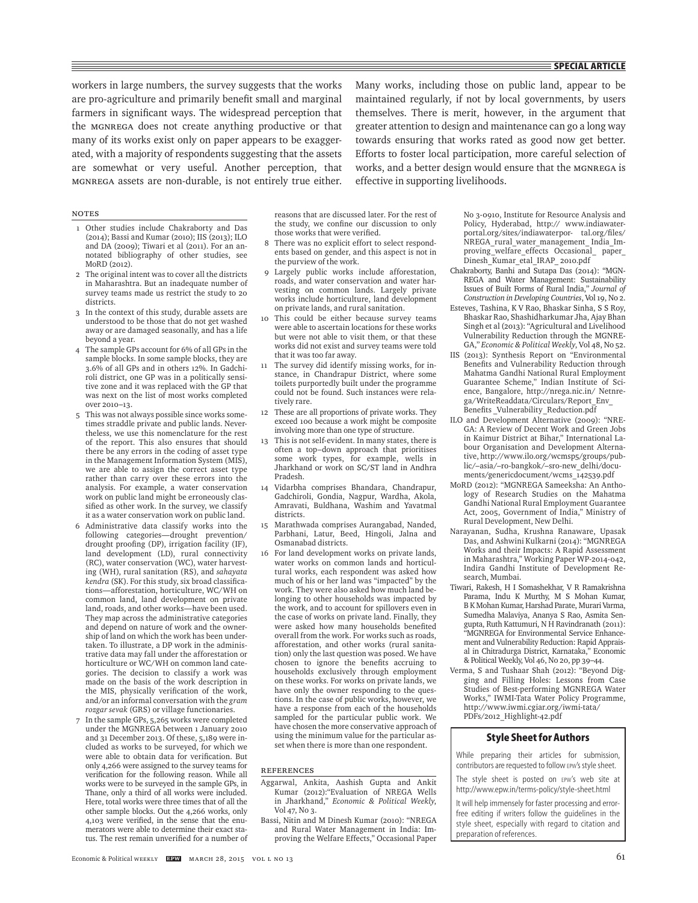workers in large numbers, the survey suggests that the works are pro-agriculture and primarily benefit small and marginal farmers in significant ways. The widespread perception that the MGNREGA does not create anything productive or that many of its works exist only on paper appears to be exaggerated, with a majority of respondents suggesting that the assets are somewhat or very useful. Another perception, that MGNREGA assets are non-durable, is not entirely true either. Many works, including those on public land, appear to be maintained regularly, if not by local governments, by users themselves. There is merit, however, in the argument that greater attention to design and maintenance can go a long way towards ensuring that works rated as good now get better. Efforts to foster local participation, more careful selection of works, and a better design would ensure that the MGNREGA is effective in supporting livelihoods.

## NOTES

1 Other studies include Chakraborty and Das (2014); Bassi and Kumar (2010); IIS (2013); ILO and DA (2009); Tiwari et al (2011). For an annotated bibliography of other studies, see MoRD (2012).

2 The original intent was to cover all the districts in Maharashtra. But an inadequate number of survey teams made us restrict the study to 20 districts.

3 In the context of this study, durable assets are understood to be those that do not get washed away or are damaged seasonally, and has a life beyond a year.

4 The sample GPs account for 6% of all GPs in the sample blocks. In some sample blocks, they are 3.6% of all GPs and in others 12%. In Gadchiroli district, one GP was in a politically sensitive zone and it was replaced with the GP that was next on the list of most works completed over 2010–13.

5 This was not always possible since works sometimes straddle private and public lands. Nevertheless, we use this nomenclature for the rest of the report. This also ensures that should there be any errors in the coding of asset type in the Management Information System (MIS), we are able to assign the correct asset type rather than carry over these errors into the analysis. For example, a water conservation work on public land might be erroneously classified as other work. In the survey, we classify it as a water conservation work on public land.

6 Administrative data classify works into the following categories—drought prevention/drought proofing (DP), irrigation facility (IF), land development (LD), rural connectivity (RC), water conservation (WC), water harvesting (WH), rural sanitation (RS), and *sahayata kendra* (SK). For this study, six broad classifications—afforestation, horticulture, WC/WH on common land, land development on private land, roads, and other works—have been used. They map across the administrative categories and depend on nature of work and the ownership of land on which the work has been undertaken. To illustrate, a DP work in the administrative data may fall under the afforestation or horticulture or WC/WH on common land categories. The decision to classify a work was made on the basis of the work description in the MIS, physically verification of the work, and/or an informal conversation with the *gram rozgar sevak* (GRS) or village functionaries.

7 In the sample GPs, 5,265 works were completed under the MGNREGA between 1 January 2010 and 31 December 2013. Of these, 5,189 were included as works to be surveyed, for which we were able to obtain data for verification. But only 4,266 were assigned to the survey teams for verification for the following reason. While all works were to be surveyed in the sample GPs, in Thane, only a third of all works were included. Here, total works were three times that of all the other sample blocks. Out the 4,266 works, only 4,103 were verified, in the sense that the enumerators were able to determine their exact status. The rest remain unverified for a number of reasons that are discussed later. For the rest of the study, we confine our discussion to only those works that were verified.

8 There was no explicit effort to select respondents based on gender, and this aspect is not in the purview of the work.

9 Largely public works include afforestation, roads, and water conservation and water harvesting on common lands. Largely private works include horticulture, land development on private lands, and rural sanitation.

10 This could be either because survey teams were able to ascertain locations for these works but were not able to visit them, or that these works did not exist and survey teams were told that it was too far away.

11 The survey did identify missing works, for instance, in Chandrapur District, where some toilets purportedly built under the programme could not be found. Such instances were relatively rare.

12 These are all proportions of private works. They exceed 100 because a work might be composite involving more than one type of structure.

13 This is not self-evident. In many states, there is often a top–down approach that prioritises some work types, for example, wells in Jharkhand or work on SC/ST land in Andhra Pradesh.

14 Vidarbha comprises Bhandara, Chandrapur, Gadchiroli, Gondia, Nagpur, Wardha, Akola, Amravati, Buldhana, Washim and Yavatmal districts.

15 Marathwada comprises Aurangabad, Nanded, Parbhani, Latur, Beed, Hingoli, Jalna and Osmanabad districts.

16 For land development works on private lands, water works on common lands and horticultural works, each respondent was asked how much of his or her land was "impacted" by the work. They were also asked how much land belonging to other households was impacted by the work, and to account for spillovers even in the case of works on private land. Finally, they were asked how many households benefited overall from the work. For works such as roads, afforestation, and other works (rural sanitation) only the last question was posed. We have chosen to ignore the benefits accruing to households exclusively through employment on these works. For works on private lands, we have only the owner responding to the questions. In the case of public works, however, we have a response from each of the households sampled for the particular public work. We have chosen the more conservative approach of using the minimum value for the particular asset when there is more than one respondent.

## REFERENCES

Aggarwal, Ankita, Aashish Gupta and Ankit Kumar (2012):"Evaluation of NREGA Wells in Jharkhand," *Economic & Political Weekly*, Vol 47, No 3.

Bassi, Nitin and M Dinesh Kumar (2010): "NREGA and Rural Water Management in India: Improving the Welfare Effects," Occasional Paper No 3-0910, Institute for Resource Analysis and Policy, Hyderabad, http:// www.indiawaterportal.org/sites/indiawaterpor- tal.org/files/NREGA_rural_water_management_ India_Improving_welfare_effects Occasional_ paper_ Dinesh_Kumar_etal_IRAP_ 2010.pdf

Chakraborty, Banhi and Sutapa Das (2014): "MGNREGA and Water Management: Sustainability Issues of Built Forms of Rural India," *Journal of Construction in Developing Countries*, Vol 19, No 2.

Esteves, Tashina, K V Rao, Bhaskar Sinha, S S Roy, Bhaskar Rao, Shashidharkumar Jha, Ajay Bhan Singh et al (2013): "Agricultural and Livelihood Vulnerability Reduction through the MGNREGA," *Economic & Political Weekly*, Vol 48, No 52.

IIS (2013): Synthesis Report on "Environmental Benefits and Vulnerability Reduction through Mahatma Gandhi National Rural Employment Guarantee Scheme," Indian Institute of Science, Bangalore, http://nrega.nic.in/ Netnrega/WriteReaddata/Circulars/Report_Env_ Benefits _Vulnerability_Reduction.pdf

ILO and Development Alternative (2009): "NREGA: A Review of Decent Work and Green Jobs in Kaimur District at Bihar," International Labour Organisation and Development Alternative, http://www.ilo.org/wcmsp5/groups/public/–asia/–ro-bangkok/–sro-new_delhi/documents/genericdocument/wcms_142539.pdf

MoRD (2012): "MGNREGA Sameeksha: An Anthology of Research Studies on the Mahatma Gandhi National Rural Employment Guarantee Act, 2005, Government of India," Ministry of Rural Development, New Delhi.

Narayanan, Sudha, Krushna Ranaware, Upasak Das, and Ashwini Kulkarni (2014): "MGNREGA Works and their Impacts: A Rapid Assessment in Maharashtra," Working Paper WP-2014-042, Indira Gandhi Institute of Development Research, Mumbai.

Tiwari, Rakesh, H I Somashekhar, V R Ramakrishna Parama, Indu K Murthy, M S Mohan Kumar, B K Mohan Kumar, Harshad Parate, Murari Varma, Sumedha Malaviya, Ananya S Rao, Asmita Sengupta, Ruth Kattumuri, N H Ravindranath (2011): "MGNREGA for Environmental Service Enhancement and Vulnerability Reduction: Rapid Appraisal in Chitradurga District, Karnataka," Economic & Political Weekly, Vol 46, No 20, pp 39–44.

Verma, S and Tushaar Shah (2012): "Beyond Digging and Filling Holes: Lessons from Case Studies of Best-performing MGNREGA Water Works," IWMI-Tata Water Policy Programme, http://www.iwmi.cgiar.org/iwmi-tata/ PDFs/2012_Highlight-42.pdf

### Style Sheet for Authors

While preparing their articles for submission, contributors are requested to follow EPW's style sheet.

The style sheet is posted on EPW's web site at http://www.epw.in/terms-policy/style-sheet.html

It will help immensely for faster processing and error-free editing if writers follow the guidelines in the style sheet, especially with regard to citation and preparation of references.